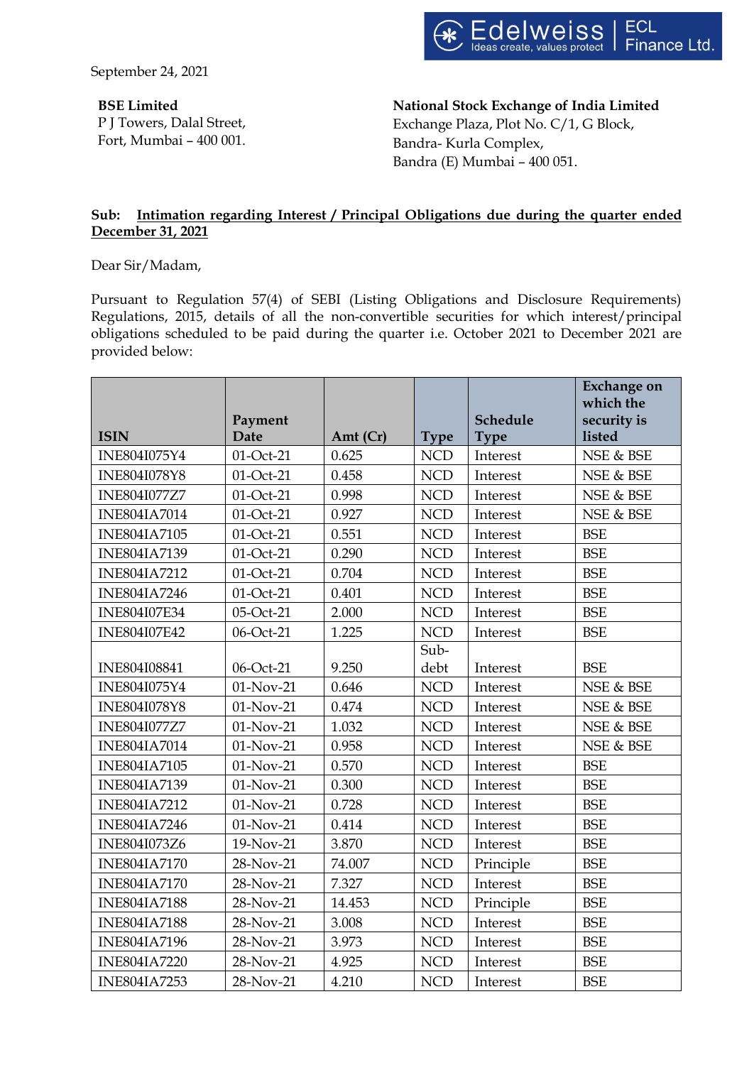September 24, 2021

**BSE Limited**
P J Towers, Dalal Street,
Fort, Mumbai – 400 001.

**National Stock Exchange of India Limited**
Exchange Plaza, Plot No. C/1, G Block,
Bandra- Kurla Complex,
Bandra (E) Mumbai – 400 051.

**Sub: Intimation regarding Interest / Principal Obligations due during the quarter ended December 31, 2021**

Dear Sir/Madam,

Pursuant to Regulation 57(4) of SEBI (Listing Obligations and Disclosure Requirements) Regulations, 2015, details of all the non-convertible securities for which interest/principal obligations scheduled to be paid during the quarter i.e. October 2021 to December 2021 are provided below:

| ISIN | Payment Date | Amt (Cr) | Type | Schedule Type | Exchange on which the security is listed |
|---|---|---|---|---|---|
| INE804I075Y4 | 01-Oct-21 | 0.625 | NCD | Interest | NSE & BSE |
| INE804I078Y8 | 01-Oct-21 | 0.458 | NCD | Interest | NSE & BSE |
| INE804I077Z7 | 01-Oct-21 | 0.998 | NCD | Interest | NSE & BSE |
| INE804IA7014 | 01-Oct-21 | 0.927 | NCD | Interest | NSE & BSE |
| INE804IA7105 | 01-Oct-21 | 0.551 | NCD | Interest | BSE |
| INE804IA7139 | 01-Oct-21 | 0.290 | NCD | Interest | BSE |
| INE804IA7212 | 01-Oct-21 | 0.704 | NCD | Interest | BSE |
| INE804IA7246 | 01-Oct-21 | 0.401 | NCD | Interest | BSE |
| INE804I07E34 | 05-Oct-21 | 2.000 | NCD | Interest | BSE |
| INE804I07E42 | 06-Oct-21 | 1.225 | NCD | Interest | BSE |
| INE804I08841 | 06-Oct-21 | 9.250 | Sub-debt | Interest | BSE |
| INE804I075Y4 | 01-Nov-21 | 0.646 | NCD | Interest | NSE & BSE |
| INE804I078Y8 | 01-Nov-21 | 0.474 | NCD | Interest | NSE & BSE |
| INE804I077Z7 | 01-Nov-21 | 1.032 | NCD | Interest | NSE & BSE |
| INE804IA7014 | 01-Nov-21 | 0.958 | NCD | Interest | NSE & BSE |
| INE804IA7105 | 01-Nov-21 | 0.570 | NCD | Interest | BSE |
| INE804IA7139 | 01-Nov-21 | 0.300 | NCD | Interest | BSE |
| INE804IA7212 | 01-Nov-21 | 0.728 | NCD | Interest | BSE |
| INE804IA7246 | 01-Nov-21 | 0.414 | NCD | Interest | BSE |
| INE804I073Z6 | 19-Nov-21 | 3.870 | NCD | Interest | BSE |
| INE804IA7170 | 28-Nov-21 | 74.007 | NCD | Principle | BSE |
| INE804IA7170 | 28-Nov-21 | 7.327 | NCD | Interest | BSE |
| INE804IA7188 | 28-Nov-21 | 14.453 | NCD | Principle | BSE |
| INE804IA7188 | 28-Nov-21 | 3.008 | NCD | Interest | BSE |
| INE804IA7196 | 28-Nov-21 | 3.973 | NCD | Interest | BSE |
| INE804IA7220 | 28-Nov-21 | 4.925 | NCD | Interest | BSE |
| INE804IA7253 | 28-Nov-21 | 4.210 | NCD | Interest | BSE |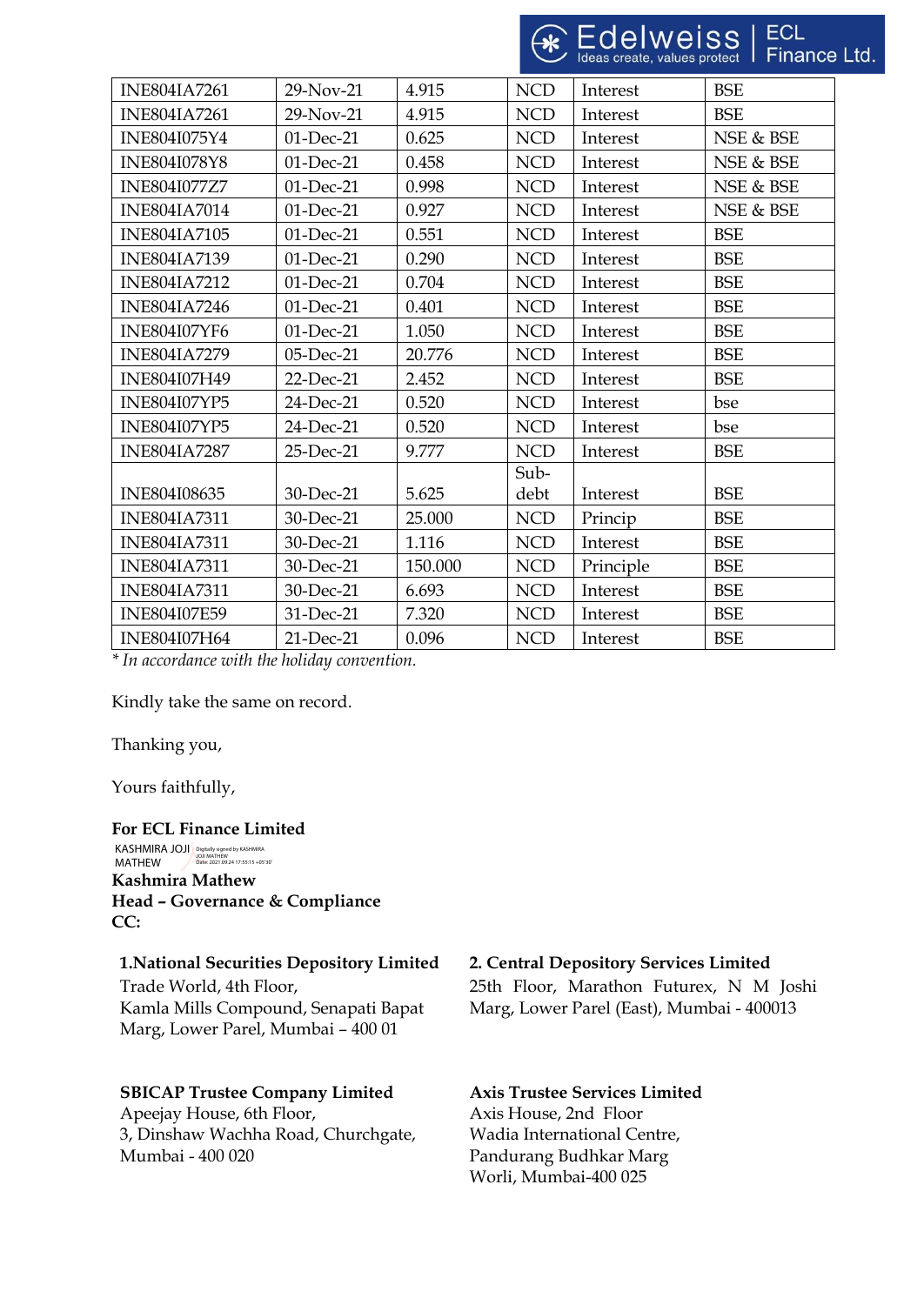| INE804IA7261 | 29-Nov-21 | 4.915 | NCD | Interest | BSE |
|---|---|---|---|---|---|
| INE804IA7261 | 29-Nov-21 | 4.915 | NCD | Interest | BSE |
| INE804I075Y4 | 01-Dec-21 | 0.625 | NCD | Interest | NSE & BSE |
| INE804I078Y8 | 01-Dec-21 | 0.458 | NCD | Interest | NSE & BSE |
| INE804I077Z7 | 01-Dec-21 | 0.998 | NCD | Interest | NSE & BSE |
| INE804IA7014 | 01-Dec-21 | 0.927 | NCD | Interest | NSE & BSE |
| INE804IA7105 | 01-Dec-21 | 0.551 | NCD | Interest | BSE |
| INE804IA7139 | 01-Dec-21 | 0.290 | NCD | Interest | BSE |
| INE804IA7212 | 01-Dec-21 | 0.704 | NCD | Interest | BSE |
| INE804IA7246 | 01-Dec-21 | 0.401 | NCD | Interest | BSE |
| INE804I07YF6 | 01-Dec-21 | 1.050 | NCD | Interest | BSE |
| INE804IA7279 | 05-Dec-21 | 20.776 | NCD | Interest | BSE |
| INE804I07H49 | 22-Dec-21 | 2.452 | NCD | Interest | BSE |
| INE804I07YP5 | 24-Dec-21 | 0.520 | NCD | Interest | bse |
| INE804I07YP5 | 24-Dec-21 | 0.520 | NCD | Interest | bse |
| INE804IA7287 | 25-Dec-21 | 9.777 | NCD | Interest | BSE |
| INE804I08635 | 30-Dec-21 | 5.625 | Sub-debt | Interest | BSE |
| INE804IA7311 | 30-Dec-21 | 25.000 | NCD | Princip | BSE |
| INE804IA7311 | 30-Dec-21 | 1.116 | NCD | Interest | BSE |
| INE804IA7311 | 30-Dec-21 | 150.000 | NCD | Principle | BSE |
| INE804IA7311 | 30-Dec-21 | 6.693 | NCD | Interest | BSE |
| INE804I07E59 | 31-Dec-21 | 7.320 | NCD | Interest | BSE |
| INE804I07H64 | 21-Dec-21 | 0.096 | NCD | Interest | BSE |

*\* In accordance with the holiday convention.*

Kindly take the same on record.

Thanking you,

Yours faithfully,

**For ECL Finance Limited**

KASHMIRA JOJI MATHEW (Digitally signed by KASHMIRA JOJI MATHEW Date: 2021.09.24 17:55:15 +05'30')

**Kashmira Mathew**
**Head – Governance & Compliance**
**CC:**

**1.National Securities Depository Limited**
Trade World, 4th Floor,
Kamla Mills Compound, Senapati Bapat Marg, Lower Parel, Mumbai – 400 01

**2. Central Depository Services Limited**
25th Floor, Marathon Futurex, N M Joshi Marg, Lower Parel (East), Mumbai - 400013

**SBICAP Trustee Company Limited**
Apeejay House, 6th Floor,
3, Dinshaw Wachha Road, Churchgate,
Mumbai - 400 020

**Axis Trustee Services Limited**
Axis House, 2nd Floor
Wadia International Centre,
Pandurang Budhkar Marg
Worli, Mumbai-400 025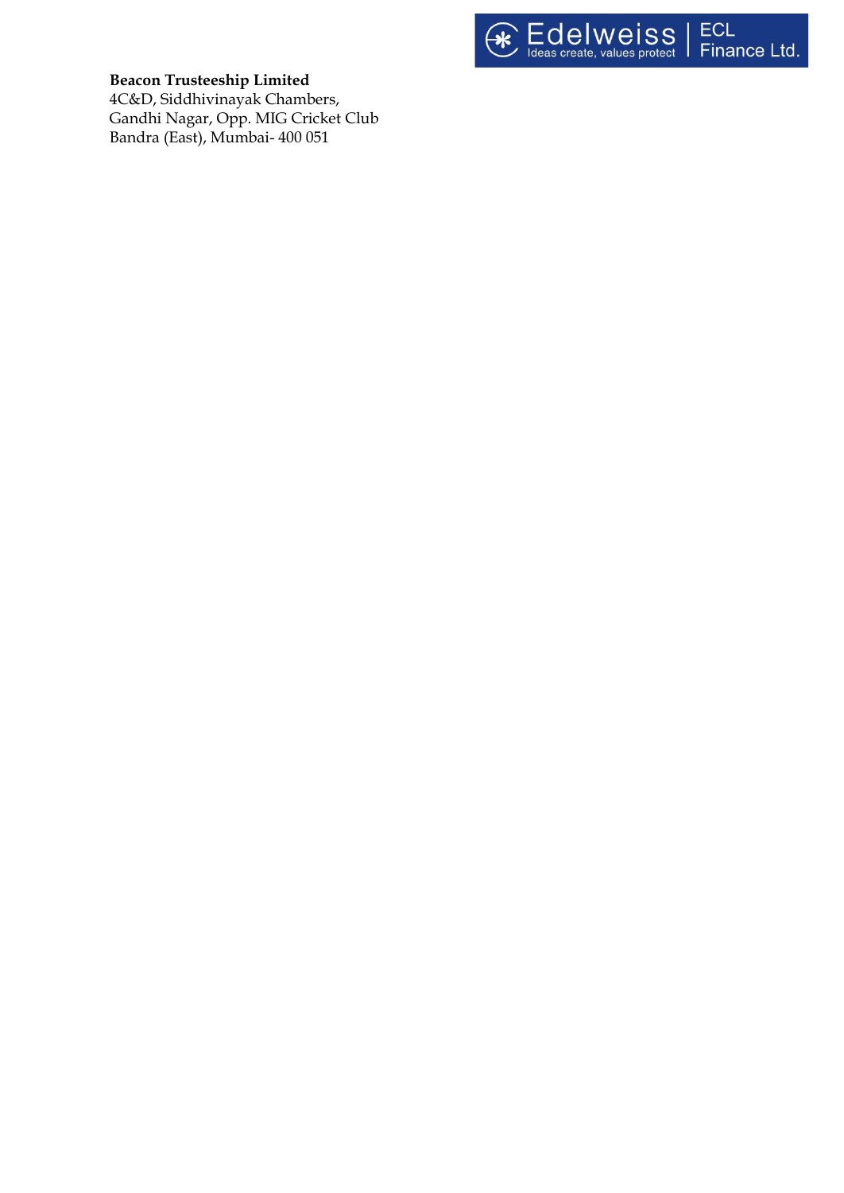**Beacon Trusteeship Limited**
4C&D, Siddhivinayak Chambers,
Gandhi Nagar, Opp. MIG Cricket Club
Bandra (East), Mumbai- 400 051